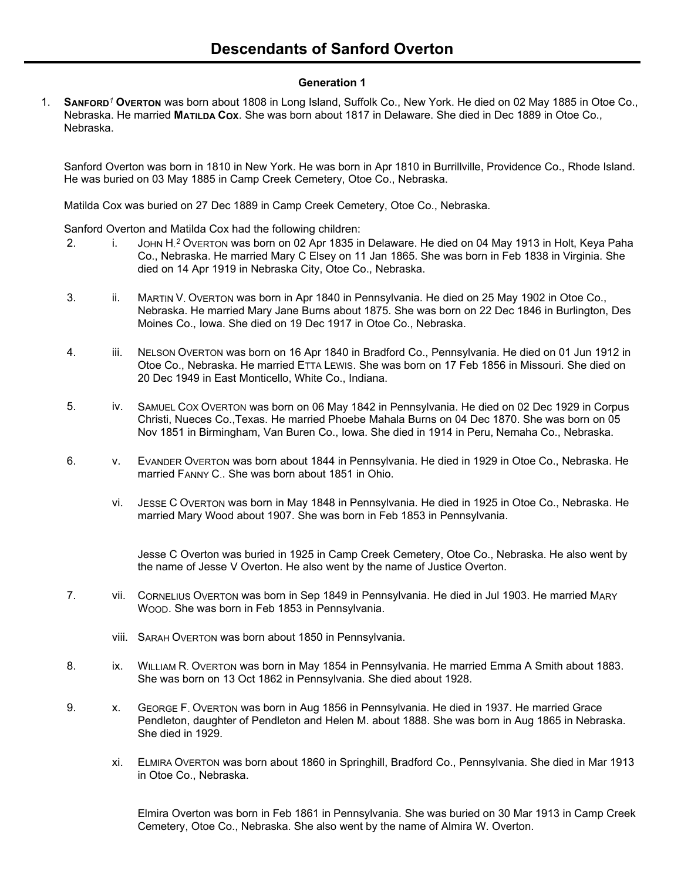# Descendants of Sanford Overton

### Generation 1

1. **SANFORD[1] OVERTON** was born about 1808 in Long Island, Suffolk Co., New York. He died on 02 May 1885 in Otoe Co., Nebraska. He married **MATILDA COX**. She was born about 1817 in Delaware. She died in Dec 1889 in Otoe Co., Nebraska.

   Sanford Overton was born in 1810 in New York. He was born in Apr 1810 in Burrillville, Providence Co., Rhode Island. He was buried on 03 May 1885 in Camp Creek Cemetery, Otoe Co., Nebraska.

   Matilda Cox was buried on 27 Dec 1889 in Camp Creek Cemetery, Otoe Co., Nebraska.

   Sanford Overton and Matilda Cox had the following children:

   2. i. JOHN H.[2] OVERTON was born on 02 Apr 1835 in Delaware. He died on 04 May 1913 in Holt, Keya Paha Co., Nebraska. He married Mary C Elsey on 11 Jan 1865. She was born in Feb 1838 in Virginia. She died on 14 Apr 1919 in Nebraska City, Otoe Co., Nebraska.

   3. ii. MARTIN V. OVERTON was born in Apr 1840 in Pennsylvania. He died on 25 May 1902 in Otoe Co., Nebraska. He married Mary Jane Burns about 1875. She was born on 22 Dec 1846 in Burlington, Des Moines Co., Iowa. She died on 19 Dec 1917 in Otoe Co., Nebraska.

   4. iii. NELSON OVERTON was born on 16 Apr 1840 in Bradford Co., Pennsylvania. He died on 01 Jun 1912 in Otoe Co., Nebraska. He married ETTA LEWIS. She was born on 17 Feb 1856 in Missouri. She died on 20 Dec 1949 in East Monticello, White Co., Indiana.

   5. iv. SAMUEL COX OVERTON was born on 06 May 1842 in Pennsylvania. He died on 02 Dec 1929 in Corpus Christi, Nueces Co.,Texas. He married Phoebe Mahala Burns on 04 Dec 1870. She was born on 05 Nov 1851 in Birmingham, Van Buren Co., Iowa. She died in 1914 in Peru, Nemaha Co., Nebraska.

   6. v. EVANDER OVERTON was born about 1844 in Pennsylvania. He died in 1929 in Otoe Co., Nebraska. He married FANNY C.. She was born about 1851 in Ohio.

   vi. JESSE C OVERTON was born in May 1848 in Pennsylvania. He died in 1925 in Otoe Co., Nebraska. He married Mary Wood about 1907. She was born in Feb 1853 in Pennsylvania.

   Jesse C Overton was buried in 1925 in Camp Creek Cemetery, Otoe Co., Nebraska. He also went by the name of Jesse V Overton. He also went by the name of Justice Overton.

   7. vii. CORNELIUS OVERTON was born in Sep 1849 in Pennsylvania. He died in Jul 1903. He married MARY WOOD. She was born in Feb 1853 in Pennsylvania.

   viii. SARAH OVERTON was born about 1850 in Pennsylvania.

   8. ix. WILLIAM R. OVERTON was born in May 1854 in Pennsylvania. He married Emma A Smith about 1883. She was born on 13 Oct 1862 in Pennsylvania. She died about 1928.

   9. x. GEORGE F. OVERTON was born in Aug 1856 in Pennsylvania. He died in 1937. He married Grace Pendleton, daughter of Pendleton and Helen M. about 1888. She was born in Aug 1865 in Nebraska. She died in 1929.

   xi. ELMIRA OVERTON was born about 1860 in Springhill, Bradford Co., Pennsylvania. She died in Mar 1913 in Otoe Co., Nebraska.

   Elmira Overton was born in Feb 1861 in Pennsylvania. She was buried on 30 Mar 1913 in Camp Creek Cemetery, Otoe Co., Nebraska. She also went by the name of Almira W. Overton.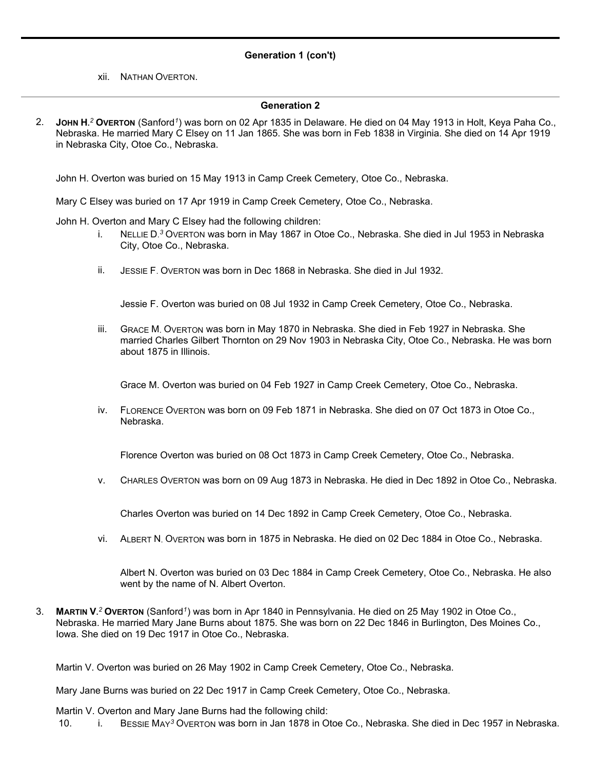## Generation 1 (con't)

xii. NATHAN OVERTON.

---

## Generation 2

2. **JOHN H.[2] OVERTON** (Sanford[1]) was born on 02 Apr 1835 in Delaware. He died on 04 May 1913 in Holt, Keya Paha Co., Nebraska. He married Mary C Elsey on 11 Jan 1865. She was born in Feb 1838 in Virginia. She died on 14 Apr 1919 in Nebraska City, Otoe Co., Nebraska.

John H. Overton was buried on 15 May 1913 in Camp Creek Cemetery, Otoe Co., Nebraska.

Mary C Elsey was buried on 17 Apr 1919 in Camp Creek Cemetery, Otoe Co., Nebraska.

John H. Overton and Mary C Elsey had the following children:

i. NELLIE D.[3] OVERTON was born in May 1867 in Otoe Co., Nebraska. She died in Jul 1953 in Nebraska City, Otoe Co., Nebraska.

ii. JESSIE F. OVERTON was born in Dec 1868 in Nebraska. She died in Jul 1932.

Jessie F. Overton was buried on 08 Jul 1932 in Camp Creek Cemetery, Otoe Co., Nebraska.

iii. GRACE M. OVERTON was born in May 1870 in Nebraska. She died in Feb 1927 in Nebraska. She married Charles Gilbert Thornton on 29 Nov 1903 in Nebraska City, Otoe Co., Nebraska. He was born about 1875 in Illinois.

Grace M. Overton was buried on 04 Feb 1927 in Camp Creek Cemetery, Otoe Co., Nebraska.

iv. FLORENCE OVERTON was born on 09 Feb 1871 in Nebraska. She died on 07 Oct 1873 in Otoe Co., Nebraska.

Florence Overton was buried on 08 Oct 1873 in Camp Creek Cemetery, Otoe Co., Nebraska.

v. CHARLES OVERTON was born on 09 Aug 1873 in Nebraska. He died in Dec 1892 in Otoe Co., Nebraska.

Charles Overton was buried on 14 Dec 1892 in Camp Creek Cemetery, Otoe Co., Nebraska.

vi. ALBERT N. OVERTON was born in 1875 in Nebraska. He died on 02 Dec 1884 in Otoe Co., Nebraska.

Albert N. Overton was buried on 03 Dec 1884 in Camp Creek Cemetery, Otoe Co., Nebraska. He also went by the name of N. Albert Overton.

3. **MARTIN V.[2] OVERTON** (Sanford[1]) was born in Apr 1840 in Pennsylvania. He died on 25 May 1902 in Otoe Co., Nebraska. He married Mary Jane Burns about 1875. She was born on 22 Dec 1846 in Burlington, Des Moines Co., Iowa. She died on 19 Dec 1917 in Otoe Co., Nebraska.

Martin V. Overton was buried on 26 May 1902 in Camp Creek Cemetery, Otoe Co., Nebraska.

Mary Jane Burns was buried on 22 Dec 1917 in Camp Creek Cemetery, Otoe Co., Nebraska.

Martin V. Overton and Mary Jane Burns had the following child:

10. i. BESSIE MAY[3] OVERTON was born in Jan 1878 in Otoe Co., Nebraska. She died in Dec 1957 in Nebraska.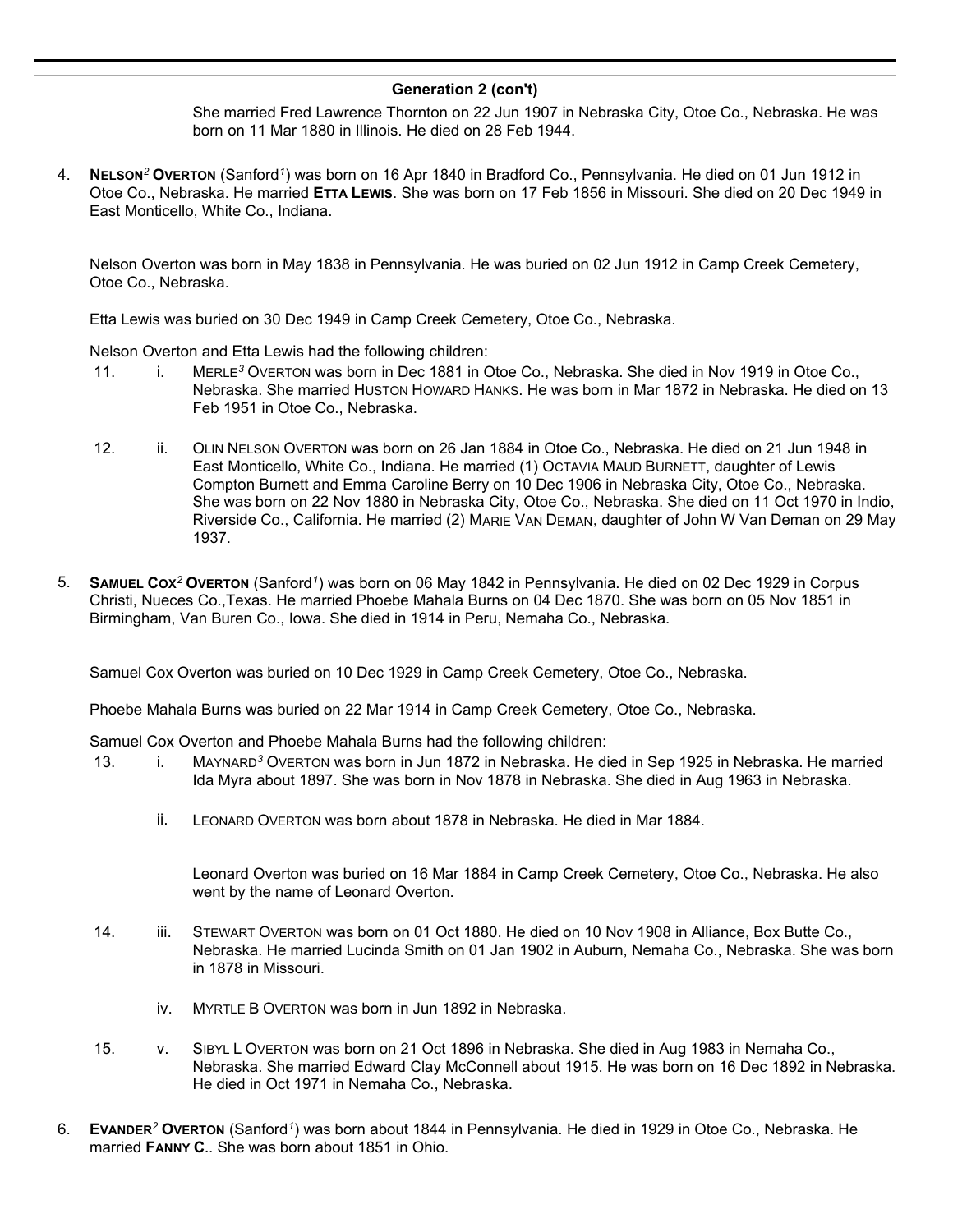## Generation 2 (con't)

She married Fred Lawrence Thornton on 22 Jun 1907 in Nebraska City, Otoe Co., Nebraska. He was born on 11 Mar 1880 in Illinois. He died on 28 Feb 1944.

4. **NELSON[2] OVERTON** (Sanford[1]) was born on 16 Apr 1840 in Bradford Co., Pennsylvania. He died on 01 Jun 1912 in Otoe Co., Nebraska. He married **ETTA LEWIS**. She was born on 17 Feb 1856 in Missouri. She died on 20 Dec 1949 in East Monticello, White Co., Indiana.

   Nelson Overton was born in May 1838 in Pennsylvania. He was buried on 02 Jun 1912 in Camp Creek Cemetery, Otoe Co., Nebraska.

   Etta Lewis was buried on 30 Dec 1949 in Camp Creek Cemetery, Otoe Co., Nebraska.

   Nelson Overton and Etta Lewis had the following children:

   11. i. MERLE[3] OVERTON was born in Dec 1881 in Otoe Co., Nebraska. She died in Nov 1919 in Otoe Co., Nebraska. She married HUSTON HOWARD HANKS. He was born in Mar 1872 in Nebraska. He died on 13 Feb 1951 in Otoe Co., Nebraska.

   12. ii. OLIN NELSON OVERTON was born on 26 Jan 1884 in Otoe Co., Nebraska. He died on 21 Jun 1948 in East Monticello, White Co., Indiana. He married (1) OCTAVIA MAUD BURNETT, daughter of Lewis Compton Burnett and Emma Caroline Berry on 10 Dec 1906 in Nebraska City, Otoe Co., Nebraska. She was born on 22 Nov 1880 in Nebraska City, Otoe Co., Nebraska. She died on 11 Oct 1970 in Indio, Riverside Co., California. He married (2) MARIE VAN DEMAN, daughter of John W Van Deman on 29 May 1937.

5. **SAMUEL COX[2] OVERTON** (Sanford[1]) was born on 06 May 1842 in Pennsylvania. He died on 02 Dec 1929 in Corpus Christi, Nueces Co.,Texas. He married Phoebe Mahala Burns on 04 Dec 1870. She was born on 05 Nov 1851 in Birmingham, Van Buren Co., Iowa. She died in 1914 in Peru, Nemaha Co., Nebraska.

   Samuel Cox Overton was buried on 10 Dec 1929 in Camp Creek Cemetery, Otoe Co., Nebraska.

   Phoebe Mahala Burns was buried on 22 Mar 1914 in Camp Creek Cemetery, Otoe Co., Nebraska.

   Samuel Cox Overton and Phoebe Mahala Burns had the following children:

   13. i. MAYNARD[3] OVERTON was born in Jun 1872 in Nebraska. He died in Sep 1925 in Nebraska. He married Ida Myra about 1897. She was born in Nov 1878 in Nebraska. She died in Aug 1963 in Nebraska.

   ii. LEONARD OVERTON was born about 1878 in Nebraska. He died in Mar 1884.

   Leonard Overton was buried on 16 Mar 1884 in Camp Creek Cemetery, Otoe Co., Nebraska. He also went by the name of Leonard Overton.

   14. iii. STEWART OVERTON was born on 01 Oct 1880. He died on 10 Nov 1908 in Alliance, Box Butte Co., Nebraska. He married Lucinda Smith on 01 Jan 1902 in Auburn, Nemaha Co., Nebraska. She was born in 1878 in Missouri.

   iv. MYRTLE B OVERTON was born in Jun 1892 in Nebraska.

   15. v. SIBYL L OVERTON was born on 21 Oct 1896 in Nebraska. She died in Aug 1983 in Nemaha Co., Nebraska. She married Edward Clay McConnell about 1915. He was born on 16 Dec 1892 in Nebraska. He died in Oct 1971 in Nemaha Co., Nebraska.

6. **EVANDER[2] OVERTON** (Sanford[1]) was born about 1844 in Pennsylvania. He died in 1929 in Otoe Co., Nebraska. He married **FANNY C.**. She was born about 1851 in Ohio.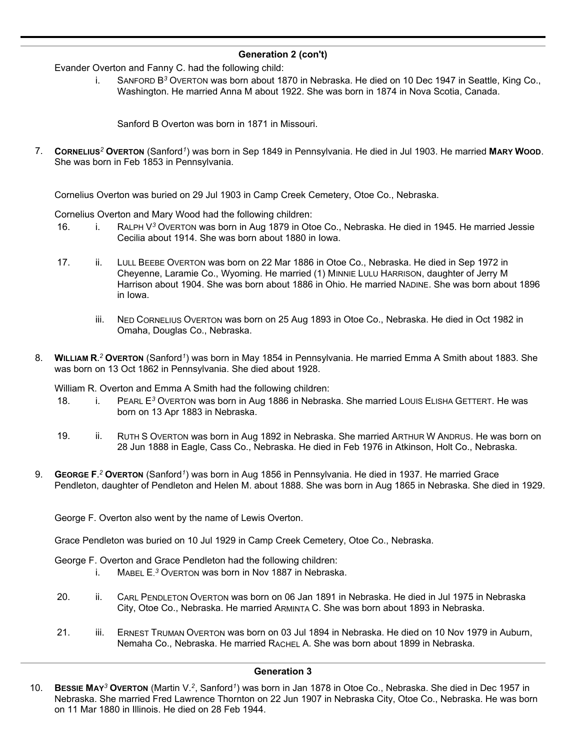## Generation 2 (con't)

Evander Overton and Fanny C. had the following child:

i. SANFORD B[3] OVERTON was born about 1870 in Nebraska. He died on 10 Dec 1947 in Seattle, King Co., Washington. He married Anna M about 1922. She was born in 1874 in Nova Scotia, Canada.

Sanford B Overton was born in 1871 in Missouri.

7. **CORNELIUS[2] OVERTON** (Sanford[1]) was born in Sep 1849 in Pennsylvania. He died in Jul 1903. He married **MARY WOOD**. She was born in Feb 1853 in Pennsylvania.

Cornelius Overton was buried on 29 Jul 1903 in Camp Creek Cemetery, Otoe Co., Nebraska.

Cornelius Overton and Mary Wood had the following children:

16. i. RALPH V[3] OVERTON was born in Aug 1879 in Otoe Co., Nebraska. He died in 1945. He married Jessie Cecilia about 1914. She was born about 1880 in Iowa.

17. ii. LULL BEEBE OVERTON was born on 22 Mar 1886 in Otoe Co., Nebraska. He died in Sep 1972 in Cheyenne, Laramie Co., Wyoming. He married (1) MINNIE LULU HARRISON, daughter of Jerry M Harrison about 1904. She was born about 1886 in Ohio. He married NADINE. She was born about 1896 in Iowa.

iii. NED CORNELIUS OVERTON was born on 25 Aug 1893 in Otoe Co., Nebraska. He died in Oct 1982 in Omaha, Douglas Co., Nebraska.

8. **WILLIAM R.[2] OVERTON** (Sanford[1]) was born in May 1854 in Pennsylvania. He married Emma A Smith about 1883. She was born on 13 Oct 1862 in Pennsylvania. She died about 1928.

William R. Overton and Emma A Smith had the following children:

18. i. PEARL E[3] OVERTON was born in Aug 1886 in Nebraska. She married LOUIS ELISHA GETTERT. He was born on 13 Apr 1883 in Nebraska.

19. ii. RUTH S OVERTON was born in Aug 1892 in Nebraska. She married ARTHUR W ANDRUS. He was born on 28 Jun 1888 in Eagle, Cass Co., Nebraska. He died in Feb 1976 in Atkinson, Holt Co., Nebraska.

9. **GEORGE F.[2] OVERTON** (Sanford[1]) was born in Aug 1856 in Pennsylvania. He died in 1937. He married Grace Pendleton, daughter of Pendleton and Helen M. about 1888. She was born in Aug 1865 in Nebraska. She died in 1929.

George F. Overton also went by the name of Lewis Overton.

Grace Pendleton was buried on 10 Jul 1929 in Camp Creek Cemetery, Otoe Co., Nebraska.

George F. Overton and Grace Pendleton had the following children:

i. MABEL E.[3] OVERTON was born in Nov 1887 in Nebraska.

20. ii. CARL PENDLETON OVERTON was born on 06 Jan 1891 in Nebraska. He died in Jul 1975 in Nebraska City, Otoe Co., Nebraska. He married ARMINTA C. She was born about 1893 in Nebraska.

21. iii. ERNEST TRUMAN OVERTON was born on 03 Jul 1894 in Nebraska. He died on 10 Nov 1979 in Auburn, Nemaha Co., Nebraska. He married RACHEL A. She was born about 1899 in Nebraska.

## Generation 3

10. **BESSIE MAY[3] OVERTON** (Martin V.[2], Sanford[1]) was born in Jan 1878 in Otoe Co., Nebraska. She died in Dec 1957 in Nebraska. She married Fred Lawrence Thornton on 22 Jun 1907 in Nebraska City, Otoe Co., Nebraska. He was born on 11 Mar 1880 in Illinois. He died on 28 Feb 1944.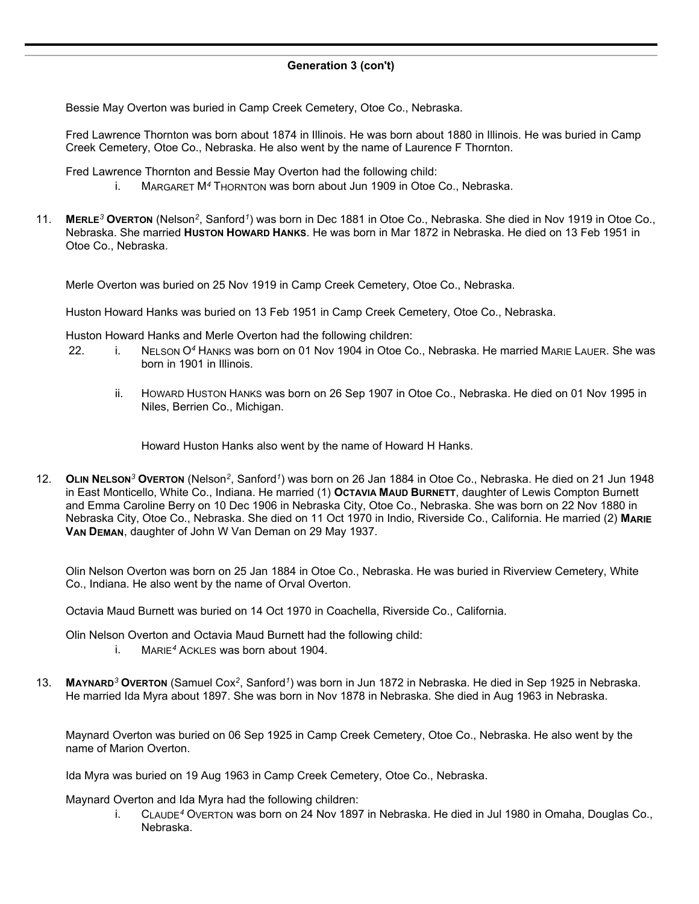## Generation 3 (con't)

Bessie May Overton was buried in Camp Creek Cemetery, Otoe Co., Nebraska.

Fred Lawrence Thornton was born about 1874 in Illinois. He was born about 1880 in Illinois. He was buried in Camp Creek Cemetery, Otoe Co., Nebraska. He also went by the name of Laurence F Thornton.

Fred Lawrence Thornton and Bessie May Overton had the following child:

i. MARGARET M$^4$ THORNTON was born about Jun 1909 in Otoe Co., Nebraska.

11. **MERLE$^3$ OVERTON** (Nelson$^2$, Sanford$^1$) was born in Dec 1881 in Otoe Co., Nebraska. She died in Nov 1919 in Otoe Co., Nebraska. She married **HUSTON HOWARD HANKS**. He was born in Mar 1872 in Nebraska. He died on 13 Feb 1951 in Otoe Co., Nebraska.

Merle Overton was buried on 25 Nov 1919 in Camp Creek Cemetery, Otoe Co., Nebraska.

Huston Howard Hanks was buried on 13 Feb 1951 in Camp Creek Cemetery, Otoe Co., Nebraska.

Huston Howard Hanks and Merle Overton had the following children:

22. i. NELSON O$^4$ HANKS was born on 01 Nov 1904 in Otoe Co., Nebraska. He married MARIE LAUER. She was born in 1901 in Illinois.

ii. HOWARD HUSTON HANKS was born on 26 Sep 1907 in Otoe Co., Nebraska. He died on 01 Nov 1995 in Niles, Berrien Co., Michigan.

Howard Huston Hanks also went by the name of Howard H Hanks.

12. **OLIN NELSON$^3$ OVERTON** (Nelson$^2$, Sanford$^1$) was born on 26 Jan 1884 in Otoe Co., Nebraska. He died on 21 Jun 1948 in East Monticello, White Co., Indiana. He married (1) **OCTAVIA MAUD BURNETT**, daughter of Lewis Compton Burnett and Emma Caroline Berry on 10 Dec 1906 in Nebraska City, Otoe Co., Nebraska. She was born on 22 Nov 1880 in Nebraska City, Otoe Co., Nebraska. She died on 11 Oct 1970 in Indio, Riverside Co., California. He married (2) **MARIE VAN DEMAN**, daughter of John W Van Deman on 29 May 1937.

Olin Nelson Overton was born on 25 Jan 1884 in Otoe Co., Nebraska. He was buried in Riverview Cemetery, White Co., Indiana. He also went by the name of Orval Overton.

Octavia Maud Burnett was buried on 14 Oct 1970 in Coachella, Riverside Co., California.

Olin Nelson Overton and Octavia Maud Burnett had the following child:

i. MARIE$^4$ ACKLES was born about 1904.

13. **MAYNARD$^3$ OVERTON** (Samuel Cox$^2$, Sanford$^1$) was born in Jun 1872 in Nebraska. He died in Sep 1925 in Nebraska. He married Ida Myra about 1897. She was born in Nov 1878 in Nebraska. She died in Aug 1963 in Nebraska.

Maynard Overton was buried on 06 Sep 1925 in Camp Creek Cemetery, Otoe Co., Nebraska. He also went by the name of Marion Overton.

Ida Myra was buried on 19 Aug 1963 in Camp Creek Cemetery, Otoe Co., Nebraska.

Maynard Overton and Ida Myra had the following children:

i. CLAUDE$^4$ OVERTON was born on 24 Nov 1897 in Nebraska. He died in Jul 1980 in Omaha, Douglas Co., Nebraska.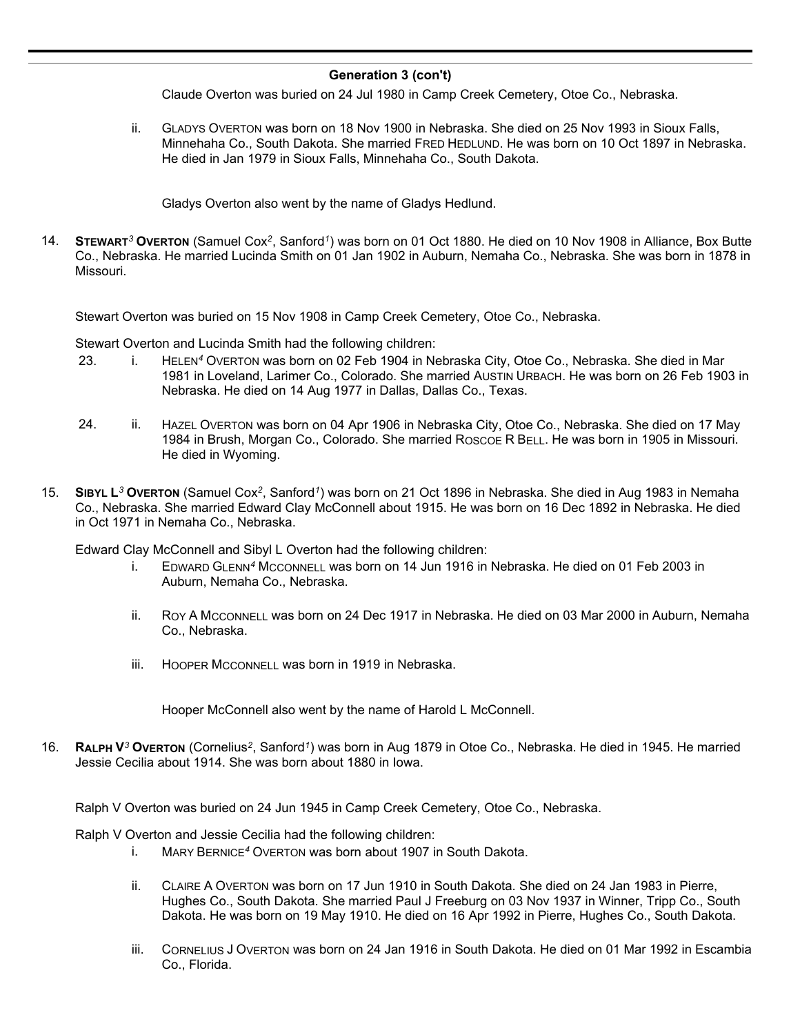### Generation 3 (con't)

Claude Overton was buried on 24 Jul 1980 in Camp Creek Cemetery, Otoe Co., Nebraska.

ii. GLADYS OVERTON was born on 18 Nov 1900 in Nebraska. She died on 25 Nov 1993 in Sioux Falls, Minnehaha Co., South Dakota. She married FRED HEDLUND. He was born on 10 Oct 1897 in Nebraska. He died in Jan 1979 in Sioux Falls, Minnehaha Co., South Dakota.

Gladys Overton also went by the name of Gladys Hedlund.

14. **STEWART[3] OVERTON** (Samuel Cox[2], Sanford[1]) was born on 01 Oct 1880. He died on 10 Nov 1908 in Alliance, Box Butte Co., Nebraska. He married Lucinda Smith on 01 Jan 1902 in Auburn, Nemaha Co., Nebraska. She was born in 1878 in Missouri.

Stewart Overton was buried on 15 Nov 1908 in Camp Creek Cemetery, Otoe Co., Nebraska.

Stewart Overton and Lucinda Smith had the following children:

23. i. HELEN[4] OVERTON was born on 02 Feb 1904 in Nebraska City, Otoe Co., Nebraska. She died in Mar 1981 in Loveland, Larimer Co., Colorado. She married AUSTIN URBACH. He was born on 26 Feb 1903 in Nebraska. He died on 14 Aug 1977 in Dallas, Dallas Co., Texas.

24. ii. HAZEL OVERTON was born on 04 Apr 1906 in Nebraska City, Otoe Co., Nebraska. She died on 17 May 1984 in Brush, Morgan Co., Colorado. She married ROSCOE R BELL. He was born in 1905 in Missouri. He died in Wyoming.

15. **SIBYL L[3] OVERTON** (Samuel Cox[2], Sanford[1]) was born on 21 Oct 1896 in Nebraska. She died in Aug 1983 in Nemaha Co., Nebraska. She married Edward Clay McConnell about 1915. He was born on 16 Dec 1892 in Nebraska. He died in Oct 1971 in Nemaha Co., Nebraska.

Edward Clay McConnell and Sibyl L Overton had the following children:

i. EDWARD GLENN[4] MCCONNELL was born on 14 Jun 1916 in Nebraska. He died on 01 Feb 2003 in Auburn, Nemaha Co., Nebraska.

ii. ROY A MCCONNELL was born on 24 Dec 1917 in Nebraska. He died on 03 Mar 2000 in Auburn, Nemaha Co., Nebraska.

iii. HOOPER MCCONNELL was born in 1919 in Nebraska.

Hooper McConnell also went by the name of Harold L McConnell.

16. **RALPH V[3] OVERTON** (Cornelius[2], Sanford[1]) was born in Aug 1879 in Otoe Co., Nebraska. He died in 1945. He married Jessie Cecilia about 1914. She was born about 1880 in Iowa.

Ralph V Overton was buried on 24 Jun 1945 in Camp Creek Cemetery, Otoe Co., Nebraska.

Ralph V Overton and Jessie Cecilia had the following children:

i. MARY BERNICE[4] OVERTON was born about 1907 in South Dakota.

ii. CLAIRE A OVERTON was born on 17 Jun 1910 in South Dakota. She died on 24 Jan 1983 in Pierre, Hughes Co., South Dakota. She married Paul J Freeburg on 03 Nov 1937 in Winner, Tripp Co., South Dakota. He was born on 19 May 1910. He died on 16 Apr 1992 in Pierre, Hughes Co., South Dakota.

iii. CORNELIUS J OVERTON was born on 24 Jan 1916 in South Dakota. He died on 01 Mar 1992 in Escambia Co., Florida.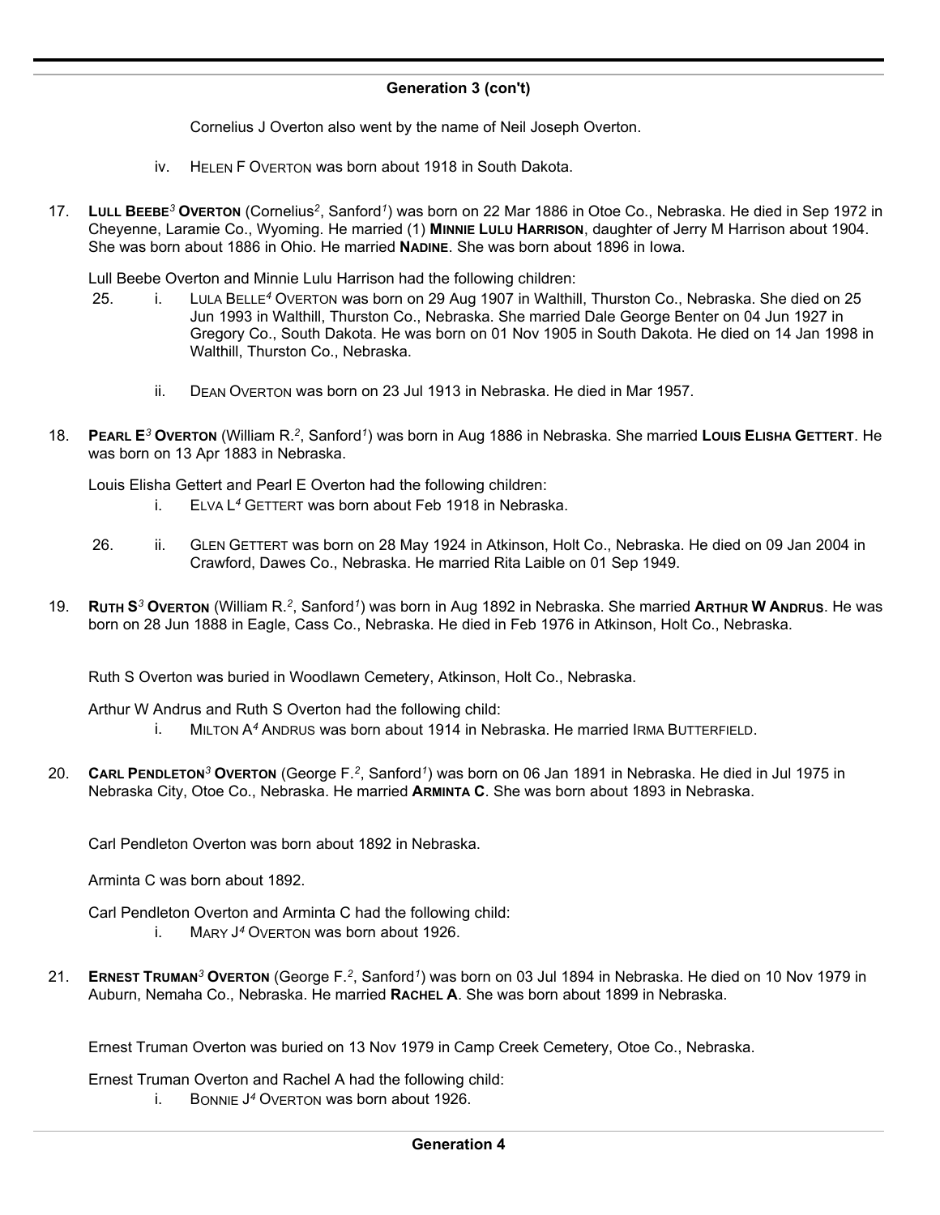## Generation 3 (con't)

Cornelius J Overton also went by the name of Neil Joseph Overton.

iv. HELEN F OVERTON was born about 1918 in South Dakota.

17. **LULL BEEBE**[3] **OVERTON** (Cornelius[2], Sanford[1]) was born on 22 Mar 1886 in Otoe Co., Nebraska. He died in Sep 1972 in Cheyenne, Laramie Co., Wyoming. He married (1) **MINNIE LULU HARRISON**, daughter of Jerry M Harrison about 1904. She was born about 1886 in Ohio. He married **NADINE**. She was born about 1896 in Iowa.

Lull Beebe Overton and Minnie Lulu Harrison had the following children:

25. i. LULA BELLE[4] OVERTON was born on 29 Aug 1907 in Walthill, Thurston Co., Nebraska. She died on 25 Jun 1993 in Walthill, Thurston Co., Nebraska. She married Dale George Benter on 04 Jun 1927 in Gregory Co., South Dakota. He was born on 01 Nov 1905 in South Dakota. He died on 14 Jan 1998 in Walthill, Thurston Co., Nebraska.

ii. DEAN OVERTON was born on 23 Jul 1913 in Nebraska. He died in Mar 1957.

18. **PEARL E**[3] **OVERTON** (William R.[2], Sanford[1]) was born in Aug 1886 in Nebraska. She married **LOUIS ELISHA GETTERT**. He was born on 13 Apr 1883 in Nebraska.

Louis Elisha Gettert and Pearl E Overton had the following children:

i. ELVA L[4] GETTERT was born about Feb 1918 in Nebraska.

26. ii. GLEN GETTERT was born on 28 May 1924 in Atkinson, Holt Co., Nebraska. He died on 09 Jan 2004 in Crawford, Dawes Co., Nebraska. He married Rita Laible on 01 Sep 1949.

19. **RUTH S**[3] **OVERTON** (William R.[2], Sanford[1]) was born in Aug 1892 in Nebraska. She married **ARTHUR W ANDRUS**. He was born on 28 Jun 1888 in Eagle, Cass Co., Nebraska. He died in Feb 1976 in Atkinson, Holt Co., Nebraska.

Ruth S Overton was buried in Woodlawn Cemetery, Atkinson, Holt Co., Nebraska.

Arthur W Andrus and Ruth S Overton had the following child:

i. MILTON A[4] ANDRUS was born about 1914 in Nebraska. He married IRMA BUTTERFIELD.

20. **CARL PENDLETON**[3] **OVERTON** (George F.[2], Sanford[1]) was born on 06 Jan 1891 in Nebraska. He died in Jul 1975 in Nebraska City, Otoe Co., Nebraska. He married **ARMINTA C**. She was born about 1893 in Nebraska.

Carl Pendleton Overton was born about 1892 in Nebraska.

Arminta C was born about 1892.

Carl Pendleton Overton and Arminta C had the following child:

i. MARY J[4] OVERTON was born about 1926.

21. **ERNEST TRUMAN**[3] **OVERTON** (George F.[2], Sanford[1]) was born on 03 Jul 1894 in Nebraska. He died on 10 Nov 1979 in Auburn, Nemaha Co., Nebraska. He married **RACHEL A**. She was born about 1899 in Nebraska.

Ernest Truman Overton was buried on 13 Nov 1979 in Camp Creek Cemetery, Otoe Co., Nebraska.

Ernest Truman Overton and Rachel A had the following child:

i. BONNIE J[4] OVERTON was born about 1926.

## Generation 4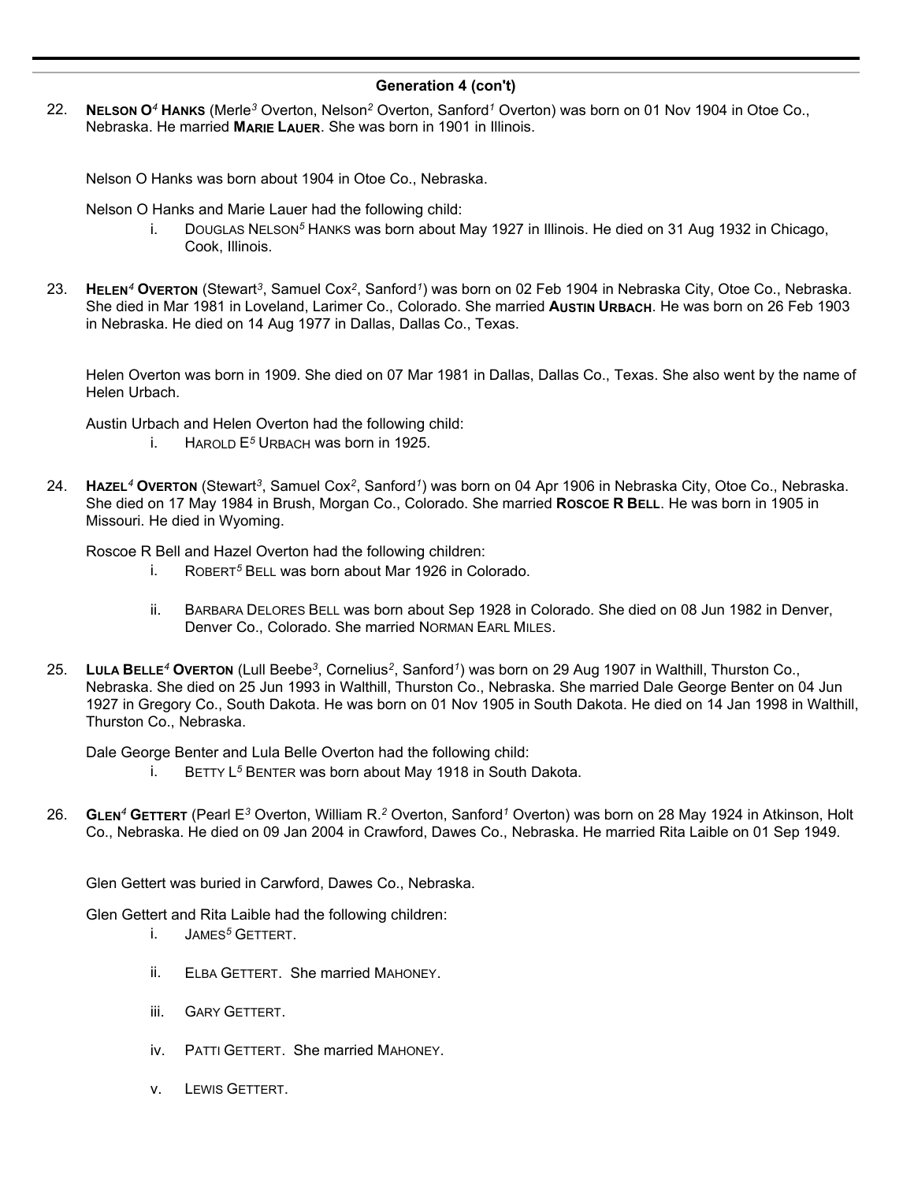## Generation 4 (con't)

22. **Nelson O[4] Hanks** (Merle[3] Overton, Nelson[2] Overton, Sanford[1] Overton) was born on 01 Nov 1904 in Otoe Co., Nebraska. He married **Marie Lauer**. She was born in 1901 in Illinois.

Nelson O Hanks was born about 1904 in Otoe Co., Nebraska.

Nelson O Hanks and Marie Lauer had the following child:

i. Douglas Nelson[5] Hanks was born about May 1927 in Illinois. He died on 31 Aug 1932 in Chicago, Cook, Illinois.

23. **Helen[4] Overton** (Stewart[3], Samuel Cox[2], Sanford[1]) was born on 02 Feb 1904 in Nebraska City, Otoe Co., Nebraska. She died in Mar 1981 in Loveland, Larimer Co., Colorado. She married **Austin Urbach**. He was born on 26 Feb 1903 in Nebraska. He died on 14 Aug 1977 in Dallas, Dallas Co., Texas.

Helen Overton was born in 1909. She died on 07 Mar 1981 in Dallas, Dallas Co., Texas. She also went by the name of Helen Urbach.

Austin Urbach and Helen Overton had the following child:

i. Harold E[5] Urbach was born in 1925.

24. **Hazel[4] Overton** (Stewart[3], Samuel Cox[2], Sanford[1]) was born on 04 Apr 1906 in Nebraska City, Otoe Co., Nebraska. She died on 17 May 1984 in Brush, Morgan Co., Colorado. She married **Roscoe R Bell**. He was born in 1905 in Missouri. He died in Wyoming.

Roscoe R Bell and Hazel Overton had the following children:

i. Robert[5] Bell was born about Mar 1926 in Colorado.

ii. Barbara Delores Bell was born about Sep 1928 in Colorado. She died on 08 Jun 1982 in Denver, Denver Co., Colorado. She married Norman Earl Miles.

25. **Lula Belle[4] Overton** (Lull Beebe[3], Cornelius[2], Sanford[1]) was born on 29 Aug 1907 in Walthill, Thurston Co., Nebraska. She died on 25 Jun 1993 in Walthill, Thurston Co., Nebraska. She married Dale George Benter on 04 Jun 1927 in Gregory Co., South Dakota. He was born on 01 Nov 1905 in South Dakota. He died on 14 Jan 1998 in Walthill, Thurston Co., Nebraska.

Dale George Benter and Lula Belle Overton had the following child:

i. Betty L[5] Benter was born about May 1918 in South Dakota.

26. **Glen[4] Gettert** (Pearl E[3] Overton, William R.[2] Overton, Sanford[1] Overton) was born on 28 May 1924 in Atkinson, Holt Co., Nebraska. He died on 09 Jan 2004 in Crawford, Dawes Co., Nebraska. He married Rita Laible on 01 Sep 1949.

Glen Gettert was buried in Carwford, Dawes Co., Nebraska.

Glen Gettert and Rita Laible had the following children:

i. James[5] Gettert.

ii. Elba Gettert. She married Mahoney.

iii. Gary Gettert.

iv. Patti Gettert. She married Mahoney.

v. Lewis Gettert.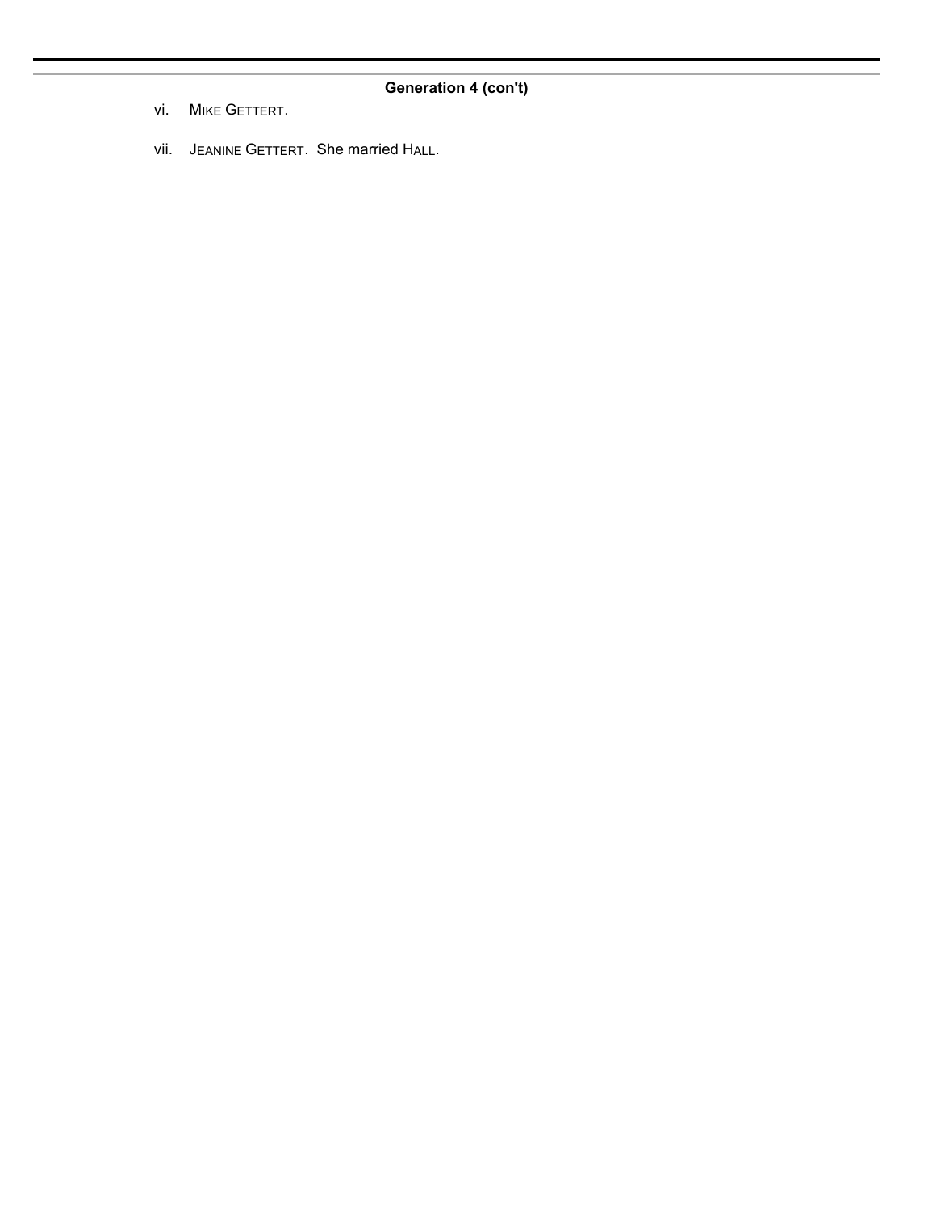## Generation 4 (con't)

vi. MIKE GETTERT.

vii. JEANINE GETTERT. She married HALL.